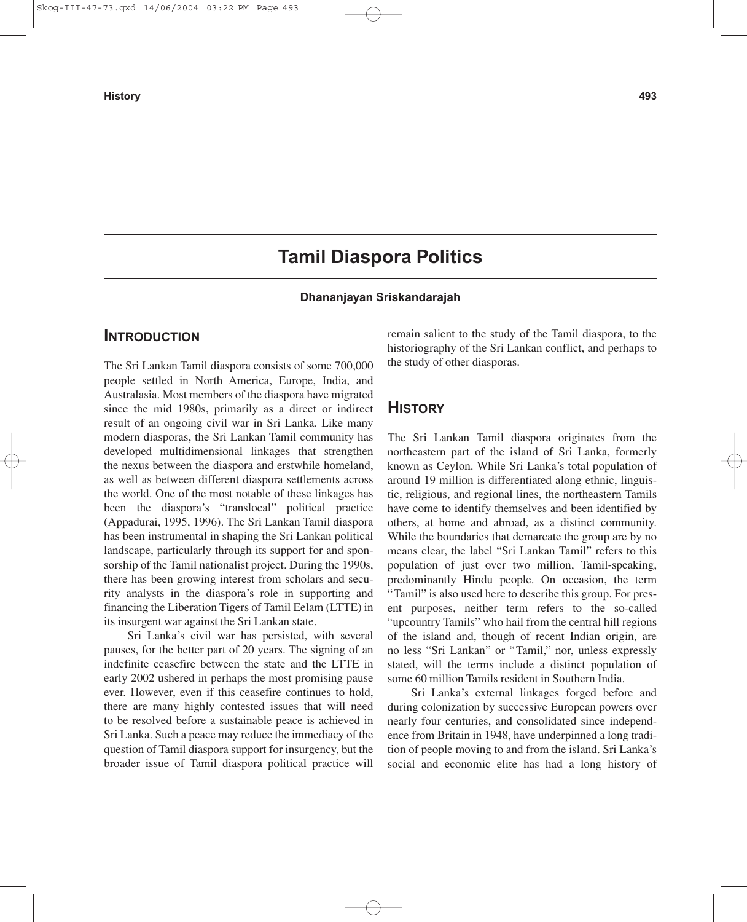# Tamil Diaspora Politics

**Dhananjayan Sriskandarajah**

## INTRODUCTION

The Sri Lankan Tamil diaspora consists of some 700,000 people settled in North America, Europe, India, and Australasia. Most members of the diaspora have migrated since the mid 1980s, primarily as a direct or indirect result of an ongoing civil war in Sri Lanka. Like many modern diasporas, the Sri Lankan Tamil community has developed multidimensional linkages that strengthen the nexus between the diaspora and erstwhile homeland, as well as between different diaspora settlements across the world. One of the most notable of these linkages has been the diaspora's "translocal" political practice (Appadurai, 1995, 1996). The Sri Lankan Tamil diaspora has been instrumental in shaping the Sri Lankan political landscape, particularly through its support for and sponsorship of the Tamil nationalist project. During the 1990s, there has been growing interest from scholars and security analysts in the diaspora's role in supporting and financing the Liberation Tigers of Tamil Eelam (LTTE) in its insurgent war against the Sri Lankan state.

Sri Lanka's civil war has persisted, with several pauses, for the better part of 20 years. The signing of an indefinite ceasefire between the state and the LTTE in early 2002 ushered in perhaps the most promising pause ever. However, even if this ceasefire continues to hold, there are many highly contested issues that will need to be resolved before a sustainable peace is achieved in Sri Lanka. Such a peace may reduce the immediacy of the question of Tamil diaspora support for insurgency, but the broader issue of Tamil diaspora political practice will remain salient to the study of the Tamil diaspora, to the historiography of the Sri Lankan conflict, and perhaps to the study of other diasporas.

## HISTORY

The Sri Lankan Tamil diaspora originates from the northeastern part of the island of Sri Lanka, formerly known as Ceylon. While Sri Lanka's total population of around 19 million is differentiated along ethnic, linguistic, religious, and regional lines, the northeastern Tamils have come to identify themselves and been identified by others, at home and abroad, as a distinct community. While the boundaries that demarcate the group are by no means clear, the label "Sri Lankan Tamil" refers to this population of just over two million, Tamil-speaking, predominantly Hindu people. On occasion, the term "Tamil" is also used here to describe this group. For present purposes, neither term refers to the so-called "upcountry Tamils" who hail from the central hill regions of the island and, though of recent Indian origin, are no less "Sri Lankan" or "Tamil," nor, unless expressly stated, will the terms include a distinct population of some 60 million Tamils resident in Southern India.

Sri Lanka's external linkages forged before and during colonization by successive European powers over nearly four centuries, and consolidated since independence from Britain in 1948, have underpinned a long tradition of people moving to and from the island. Sri Lanka's social and economic elite has had a long history of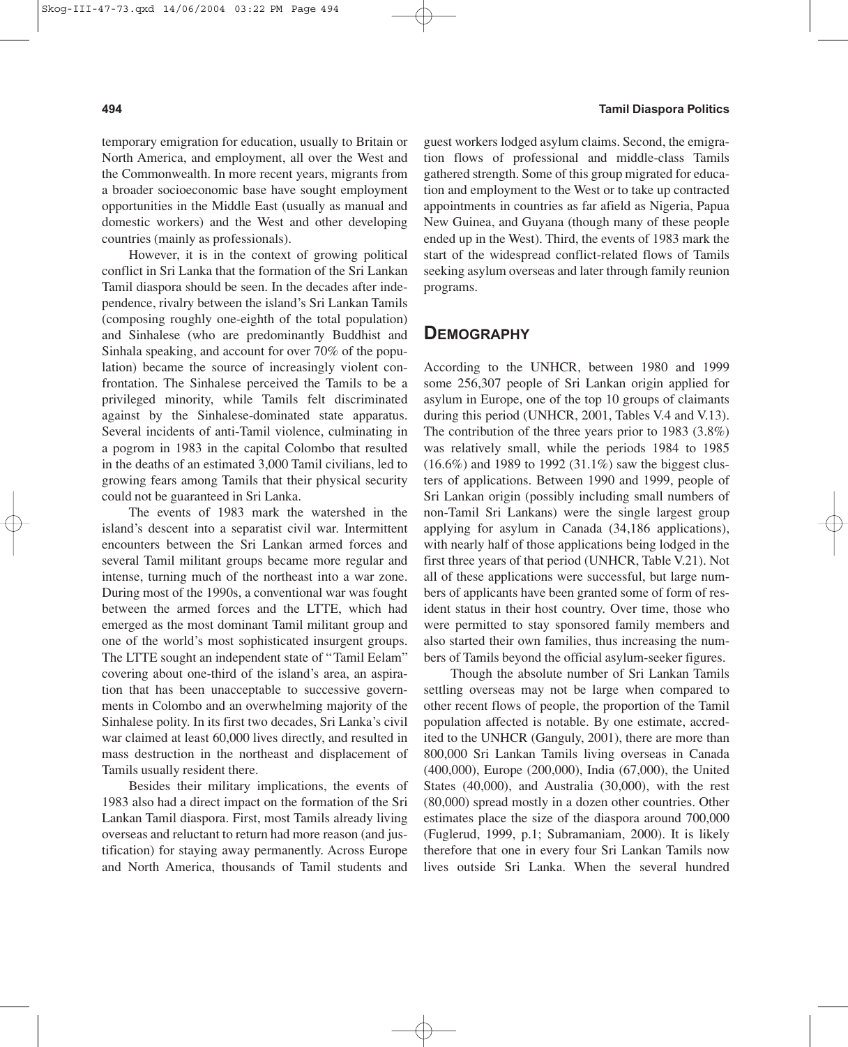temporary emigration for education, usually to Britain or North America, and employment, all over the West and the Commonwealth. In more recent years, migrants from a broader socioeconomic base have sought employment opportunities in the Middle East (usually as manual and domestic workers) and the West and other developing countries (mainly as professionals).

However, it is in the context of growing political conflict in Sri Lanka that the formation of the Sri Lankan Tamil diaspora should be seen. In the decades after independence, rivalry between the island's Sri Lankan Tamils (composing roughly one-eighth of the total population) and Sinhalese (who are predominantly Buddhist and Sinhala speaking, and account for over 70% of the population) became the source of increasingly violent confrontation. The Sinhalese perceived the Tamils to be a privileged minority, while Tamils felt discriminated against by the Sinhalese-dominated state apparatus. Several incidents of anti-Tamil violence, culminating in a pogrom in 1983 in the capital Colombo that resulted in the deaths of an estimated 3,000 Tamil civilians, led to growing fears among Tamils that their physical security could not be guaranteed in Sri Lanka.

The events of 1983 mark the watershed in the island's descent into a separatist civil war. Intermittent encounters between the Sri Lankan armed forces and several Tamil militant groups became more regular and intense, turning much of the northeast into a war zone. During most of the 1990s, a conventional war was fought between the armed forces and the LTTE, which had emerged as the most dominant Tamil militant group and one of the world's most sophisticated insurgent groups. The LTTE sought an independent state of "Tamil Eelam" covering about one-third of the island's area, an aspiration that has been unacceptable to successive governments in Colombo and an overwhelming majority of the Sinhalese polity. In its first two decades, Sri Lanka's civil war claimed at least 60,000 lives directly, and resulted in mass destruction in the northeast and displacement of Tamils usually resident there.

Besides their military implications, the events of 1983 also had a direct impact on the formation of the Sri Lankan Tamil diaspora. First, most Tamils already living overseas and reluctant to return had more reason (and justification) for staying away permanently. Across Europe and North America, thousands of Tamil students and guest workers lodged asylum claims. Second, the emigration flows of professional and middle-class Tamils gathered strength. Some of this group migrated for education and employment to the West or to take up contracted appointments in countries as far afield as Nigeria, Papua New Guinea, and Guyana (though many of these people ended up in the West). Third, the events of 1983 mark the start of the widespread conflict-related flows of Tamils seeking asylum overseas and later through family reunion programs.

## Demography

According to the UNHCR, between 1980 and 1999 some 256,307 people of Sri Lankan origin applied for asylum in Europe, one of the top 10 groups of claimants during this period (UNHCR, 2001, Tables V.4 and V.13). The contribution of the three years prior to 1983 (3.8%) was relatively small, while the periods 1984 to 1985 (16.6%) and 1989 to 1992 (31.1%) saw the biggest clusters of applications. Between 1990 and 1999, people of Sri Lankan origin (possibly including small numbers of non-Tamil Sri Lankans) were the single largest group applying for asylum in Canada (34,186 applications), with nearly half of those applications being lodged in the first three years of that period (UNHCR, Table V.21). Not all of these applications were successful, but large numbers of applicants have been granted some of form of resident status in their host country. Over time, those who were permitted to stay sponsored family members and also started their own families, thus increasing the numbers of Tamils beyond the official asylum-seeker figures.

Though the absolute number of Sri Lankan Tamils settling overseas may not be large when compared to other recent flows of people, the proportion of the Tamil population affected is notable. By one estimate, accredited to the UNHCR (Ganguly, 2001), there are more than 800,000 Sri Lankan Tamils living overseas in Canada (400,000), Europe (200,000), India (67,000), the United States (40,000), and Australia (30,000), with the rest (80,000) spread mostly in a dozen other countries. Other estimates place the size of the diaspora around 700,000 (Fuglerud, 1999, p.1; Subramaniam, 2000). It is likely therefore that one in every four Sri Lankan Tamils now lives outside Sri Lanka. When the several hundred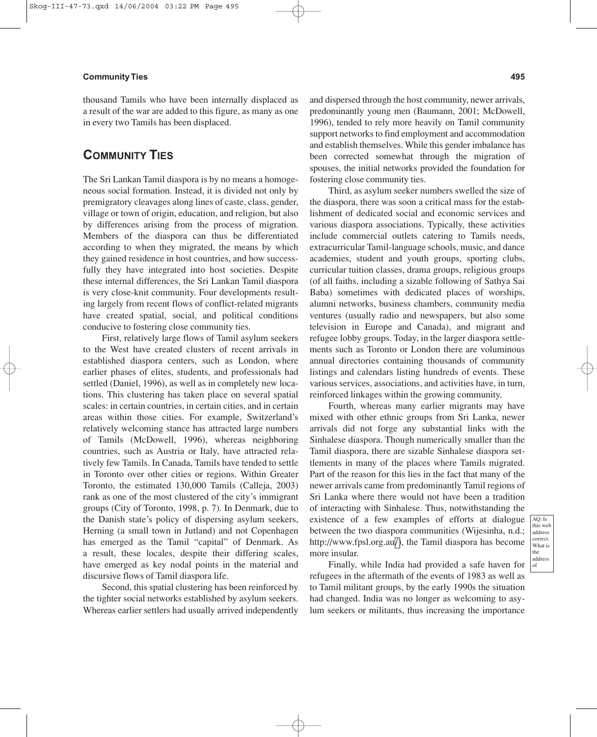thousand Tamils who have been internally displaced as a result of the war are added to this figure, as many as one in every two Tamils has been displaced.

## COMMUNITY TIES

The Sri Lankan Tamil diaspora is by no means a homogeneous social formation. Instead, it is divided not only by premigratory cleavages along lines of caste, class, gender, village or town of origin, education, and religion, but also by differences arising from the process of migration. Members of the diaspora can thus be differentiated according to when they migrated, the means by which they gained residence in host countries, and how successfully they have integrated into host societies. Despite these internal differences, the Sri Lankan Tamil diaspora is very close-knit community. Four developments resulting largely from recent flows of conflict-related migrants have created spatial, social, and political conditions conducive to fostering close community ties.

First, relatively large flows of Tamil asylum seekers to the West have created clusters of recent arrivals in established diaspora centers, such as London, where earlier phases of elites, students, and professionals had settled (Daniel, 1996), as well as in completely new locations. This clustering has taken place on several spatial scales: in certain countries, in certain cities, and in certain areas within those cities. For example, Switzerland's relatively welcoming stance has attracted large numbers of Tamils (McDowell, 1996), whereas neighboring countries, such as Austria or Italy, have attracted relatively few Tamils. In Canada, Tamils have tended to settle in Toronto over other cities or regions. Within Greater Toronto, the estimated 130,000 Tamils (Calleja, 2003) rank as one of the most clustered of the city's immigrant groups (City of Toronto, 1998, p. 7). In Denmark, due to the Danish state's policy of dispersing asylum seekers, Herning (a small town in Jutland) and not Copenhagen has emerged as the Tamil "capital" of Denmark. As a result, these locales, despite their differing scales, have emerged as key nodal points in the material and discursive flows of Tamil diaspora life.

Second, this spatial clustering has been reinforced by the tighter social networks established by asylum seekers. Whereas earlier settlers had usually arrived independently and dispersed through the host community, newer arrivals, predominantly young men (Baumann, 2001; McDowell, 1996), tended to rely more heavily on Tamil community support networks to find employment and accommodation and establish themselves. While this gender imbalance has been corrected somewhat through the migration of spouses, the initial networks provided the foundation for fostering close community ties.

Third, as asylum seeker numbers swelled the size of the diaspora, there was soon a critical mass for the establishment of dedicated social and economic services and various diaspora associations. Typically, these activities include commercial outlets catering to Tamils needs, extracurricular Tamil-language schools, music, and dance academies, student and youth groups, sporting clubs, curricular tuition classes, drama groups, religious groups (of all faiths, including a sizable following of Sathya Sai Baba) sometimes with dedicated places of worships, alumni networks, business chambers, community media ventures (usually radio and newspapers, but also some television in Europe and Canada), and migrant and refugee lobby groups. Today, in the larger diaspora settlements such as Toronto or London there are voluminous annual directories containing thousands of community listings and calendars listing hundreds of events. These various services, associations, and activities have, in turn, reinforced linkages within the growing community.

Fourth, whereas many earlier migrants may have mixed with other ethnic groups from Sri Lanka, newer arrivals did not forge any substantial links with the Sinhalese diaspora. Though numerically smaller than the Tamil diaspora, there are sizable Sinhalese diaspora settlements in many of the places where Tamils migrated. Part of the reason for this lies in the fact that many of the newer arrivals came from predominantly Tamil regions of Sri Lanka where there would not have been a tradition of interacting with Sinhalese. Thus, notwithstanding the existence of a few examples of efforts at dialogue between the two diaspora communities (Wijesinha, n.d.; http://www.fpsl.org.au/), the Tamil diaspora has become more insular.

AQ: Is this web address correct. What is the address of

Finally, while India had provided a safe haven for refugees in the aftermath of the events of 1983 as well as to Tamil militant groups, by the early 1990s the situation had changed. India was no longer as welcoming to asylum seekers or militants, thus increasing the importance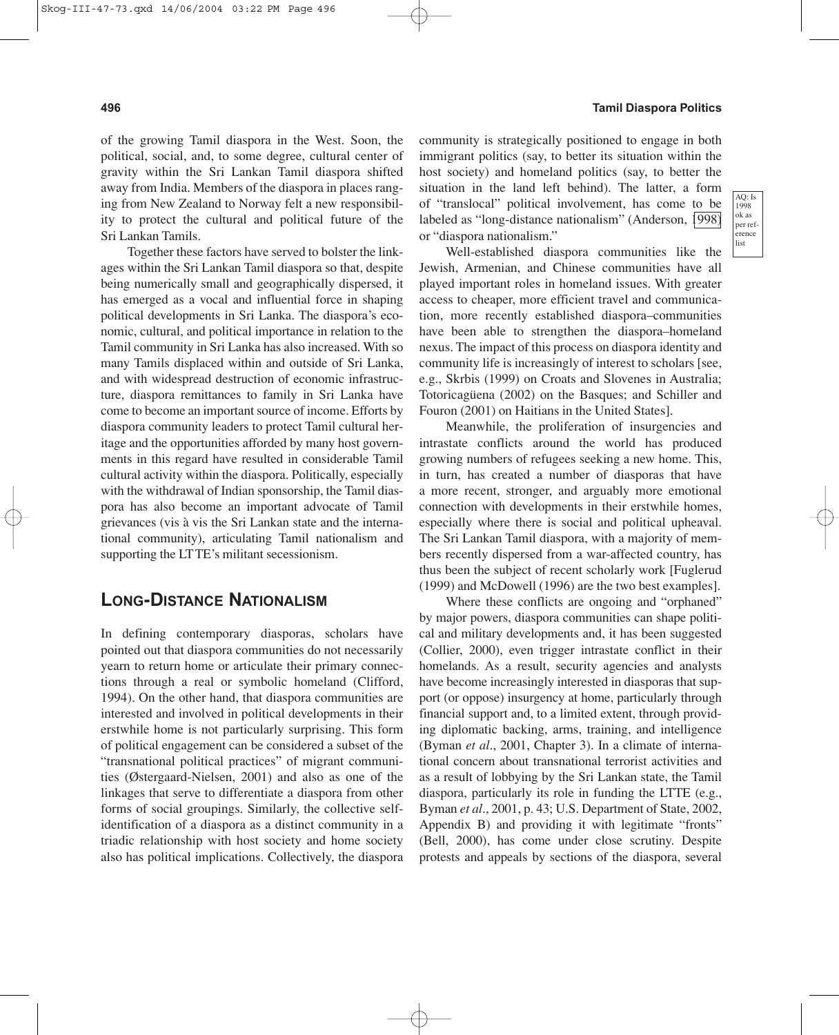of the growing Tamil diaspora in the West. Soon, the political, social, and, to some degree, cultural center of gravity within the Sri Lankan Tamil diaspora shifted away from India. Members of the diaspora in places ranging from New Zealand to Norway felt a new responsibility to protect the cultural and political future of the Sri Lankan Tamils.

Together these factors have served to bolster the linkages within the Sri Lankan Tamil diaspora so that, despite being numerically small and geographically dispersed, it has emerged as a vocal and influential force in shaping political developments in Sri Lanka. The diaspora's economic, cultural, and political importance in relation to the Tamil community in Sri Lanka has also increased. With so many Tamils displaced within and outside of Sri Lanka, and with widespread destruction of economic infrastructure, diaspora remittances to family in Sri Lanka have come to become an important source of income. Efforts by diaspora community leaders to protect Tamil cultural heritage and the opportunities afforded by many host governments in this regard have resulted in considerable Tamil cultural activity within the diaspora. Politically, especially with the withdrawal of Indian sponsorship, the Tamil diaspora has also become an important advocate of Tamil grievances (vis à vis the Sri Lankan state and the international community), articulating Tamil nationalism and supporting the LTTE's militant secessionism.

## Long-Distance Nationalism

In defining contemporary diasporas, scholars have pointed out that diaspora communities do not necessarily yearn to return home or articulate their primary connections through a real or symbolic homeland (Clifford, 1994). On the other hand, that diaspora communities are interested and involved in political developments in their erstwhile home is not particularly surprising. This form of political engagement can be considered a subset of the "transnational political practices" of migrant communities (Østergaard-Nielsen, 2001) and also as one of the linkages that serve to differentiate a diaspora from other forms of social groupings. Similarly, the collective self-identification of a diaspora as a distinct community in a triadic relationship with host society and home society also has political implications. Collectively, the diaspora community is strategically positioned to engage in both immigrant politics (say, to better its situation within the host society) and homeland politics (say, to better the situation in the land left behind). The latter, a form of "translocal" political involvement, has come to be labeled as "long-distance nationalism" (Anderson, 1998) or "diaspora nationalism."

Well-established diaspora communities like the Jewish, Armenian, and Chinese communities have all played important roles in homeland issues. With greater access to cheaper, more efficient travel and communication, more recently established diaspora–communities have been able to strengthen the diaspora–homeland nexus. The impact of this process on diaspora identity and community life is increasingly of interest to scholars [see, e.g., Skrbis (1999) on Croats and Slovenes in Australia; Totoricagüena (2002) on the Basques; and Schiller and Fouron (2001) on Haitians in the United States].

Meanwhile, the proliferation of insurgencies and intrastate conflicts around the world has produced growing numbers of refugees seeking a new home. This, in turn, has created a number of diasporas that have a more recent, stronger, and arguably more emotional connection with developments in their erstwhile homes, especially where there is social and political upheaval. The Sri Lankan Tamil diaspora, with a majority of members recently dispersed from a war-affected country, has thus been the subject of recent scholarly work [Fuglerud (1999) and McDowell (1996) are the two best examples].

Where these conflicts are ongoing and "orphaned" by major powers, diaspora communities can shape political and military developments and, it has been suggested (Collier, 2000), even trigger intrastate conflict in their homelands. As a result, security agencies and analysts have become increasingly interested in diasporas that support (or oppose) insurgency at home, particularly through financial support and, to a limited extent, through providing diplomatic backing, arms, training, and intelligence (Byman *et al*., 2001, Chapter 3). In a climate of international concern about transnational terrorist activities and as a result of lobbying by the Sri Lankan state, the Tamil diaspora, particularly its role in funding the LTTE (e.g., Byman *et al*., 2001, p. 43; U.S. Department of State, 2002, Appendix B) and providing it with legitimate "fronts" (Bell, 2000), has come under close scrutiny. Despite protests and appeals by sections of the diaspora, several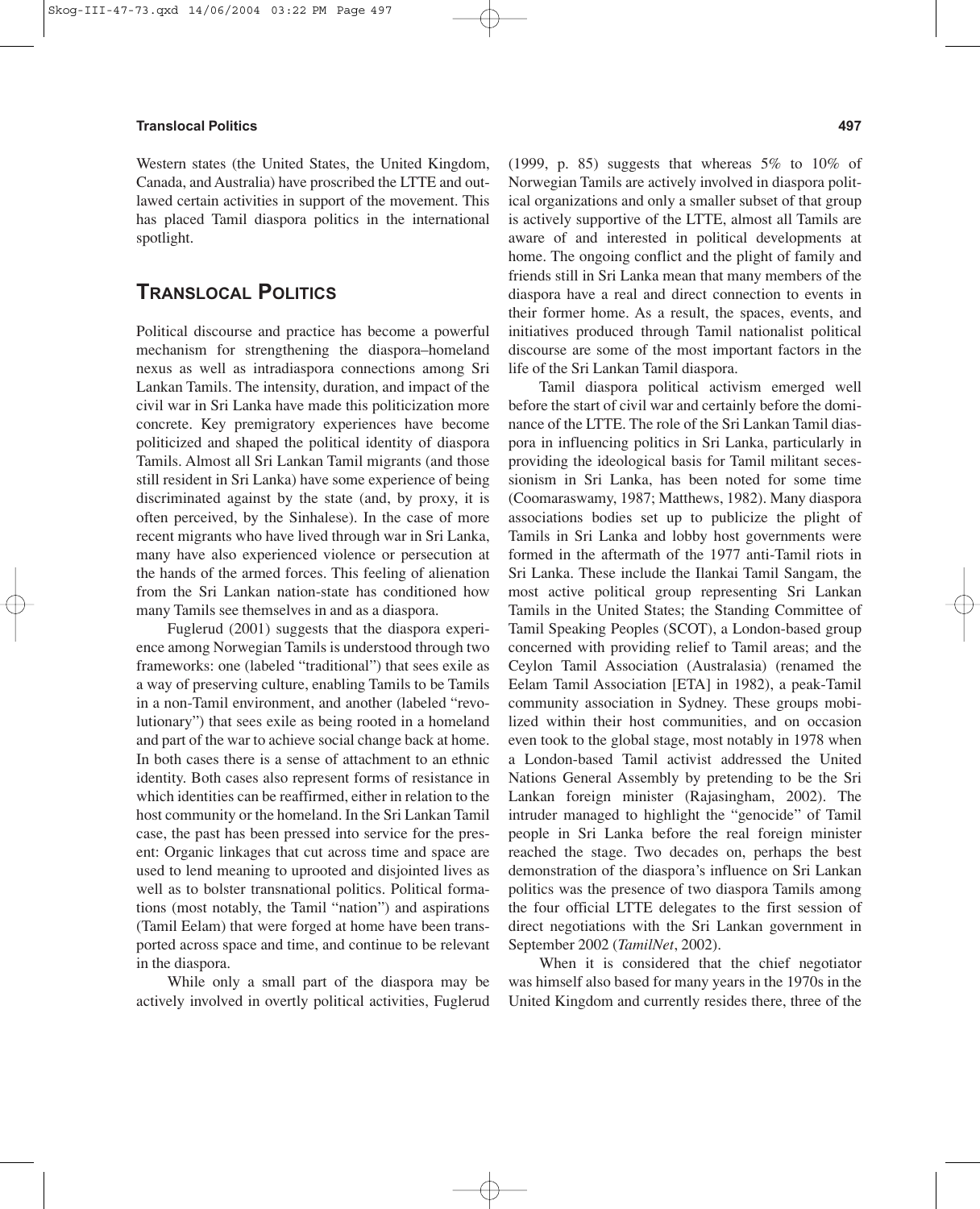Western states (the United States, the United Kingdom, Canada, and Australia) have proscribed the LTTE and outlawed certain activities in support of the movement. This has placed Tamil diaspora politics in the international spotlight.

## TRANSLOCAL POLITICS

Political discourse and practice has become a powerful mechanism for strengthening the diaspora–homeland nexus as well as intradiaspora connections among Sri Lankan Tamils. The intensity, duration, and impact of the civil war in Sri Lanka have made this politicization more concrete. Key premigratory experiences have become politicized and shaped the political identity of diaspora Tamils. Almost all Sri Lankan Tamil migrants (and those still resident in Sri Lanka) have some experience of being discriminated against by the state (and, by proxy, it is often perceived, by the Sinhalese). In the case of more recent migrants who have lived through war in Sri Lanka, many have also experienced violence or persecution at the hands of the armed forces. This feeling of alienation from the Sri Lankan nation-state has conditioned how many Tamils see themselves in and as a diaspora.

Fuglerud (2001) suggests that the diaspora experience among Norwegian Tamils is understood through two frameworks: one (labeled "traditional") that sees exile as a way of preserving culture, enabling Tamils to be Tamils in a non-Tamil environment, and another (labeled "revolutionary") that sees exile as being rooted in a homeland and part of the war to achieve social change back at home. In both cases there is a sense of attachment to an ethnic identity. Both cases also represent forms of resistance in which identities can be reaffirmed, either in relation to the host community or the homeland. In the Sri Lankan Tamil case, the past has been pressed into service for the present: Organic linkages that cut across time and space are used to lend meaning to uprooted and disjointed lives as well as to bolster transnational politics. Political formations (most notably, the Tamil "nation") and aspirations (Tamil Eelam) that were forged at home have been transported across space and time, and continue to be relevant in the diaspora.

While only a small part of the diaspora may be actively involved in overtly political activities, Fuglerud (1999, p. 85) suggests that whereas 5% to 10% of Norwegian Tamils are actively involved in diaspora political organizations and only a smaller subset of that group is actively supportive of the LTTE, almost all Tamils are aware of and interested in political developments at home. The ongoing conflict and the plight of family and friends still in Sri Lanka mean that many members of the diaspora have a real and direct connection to events in their former home. As a result, the spaces, events, and initiatives produced through Tamil nationalist political discourse are some of the most important factors in the life of the Sri Lankan Tamil diaspora.

Tamil diaspora political activism emerged well before the start of civil war and certainly before the dominance of the LTTE. The role of the Sri Lankan Tamil diaspora in influencing politics in Sri Lanka, particularly in providing the ideological basis for Tamil militant secessionism in Sri Lanka, has been noted for some time (Coomaraswamy, 1987; Matthews, 1982). Many diaspora associations bodies set up to publicize the plight of Tamils in Sri Lanka and lobby host governments were formed in the aftermath of the 1977 anti-Tamil riots in Sri Lanka. These include the Ilankai Tamil Sangam, the most active political group representing Sri Lankan Tamils in the United States; the Standing Committee of Tamil Speaking Peoples (SCOT), a London-based group concerned with providing relief to Tamil areas; and the Ceylon Tamil Association (Australasia) (renamed the Eelam Tamil Association [ETA] in 1982), a peak-Tamil community association in Sydney. These groups mobilized within their host communities, and on occasion even took to the global stage, most notably in 1978 when a London-based Tamil activist addressed the United Nations General Assembly by pretending to be the Sri Lankan foreign minister (Rajasingham, 2002). The intruder managed to highlight the "genocide" of Tamil people in Sri Lanka before the real foreign minister reached the stage. Two decades on, perhaps the best demonstration of the diaspora's influence on Sri Lankan politics was the presence of two diaspora Tamils among the four official LTTE delegates to the first session of direct negotiations with the Sri Lankan government in September 2002 (*TamilNet*, 2002).

When it is considered that the chief negotiator was himself also based for many years in the 1970s in the United Kingdom and currently resides there, three of the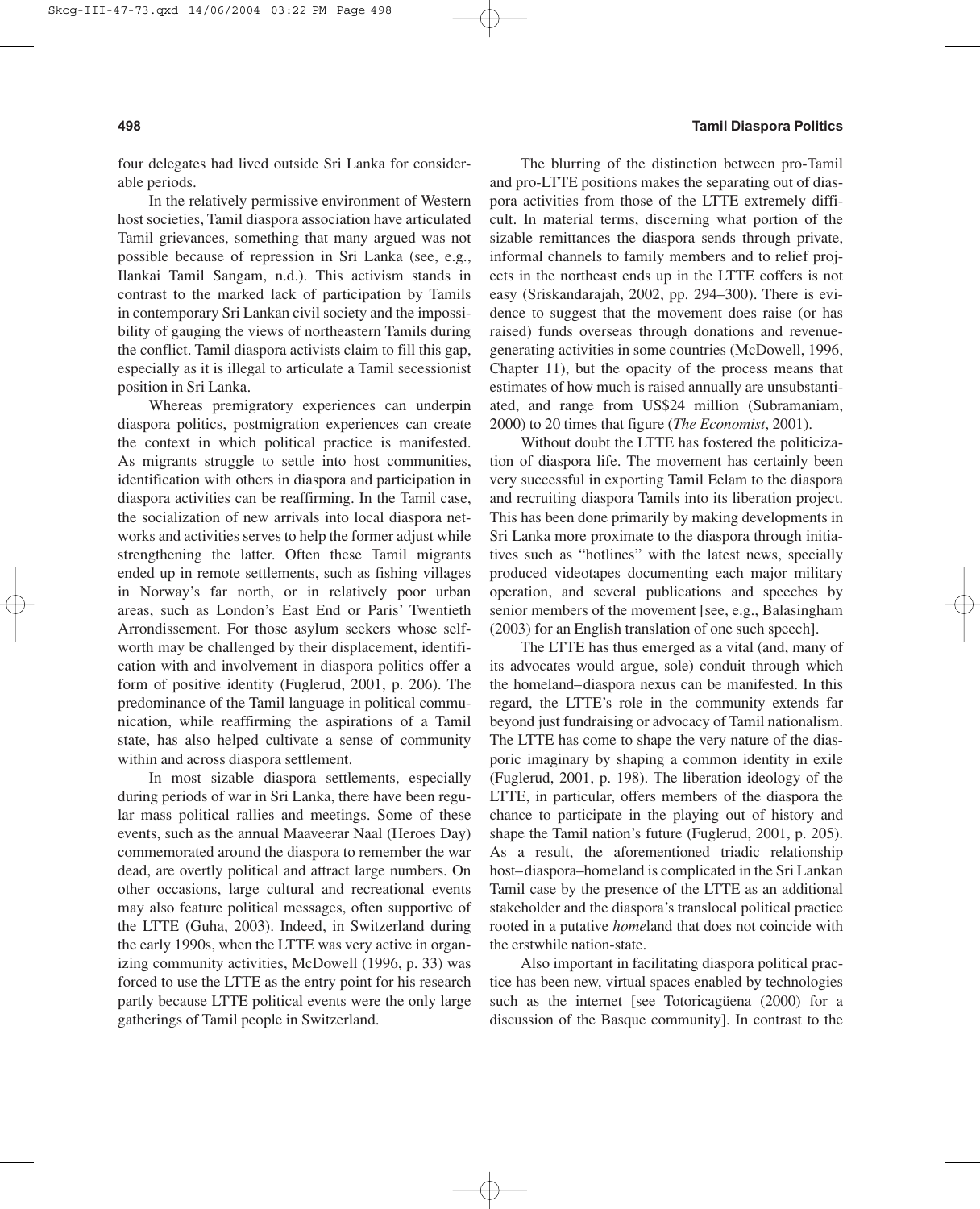four delegates had lived outside Sri Lanka for considerable periods.

In the relatively permissive environment of Western host societies, Tamil diaspora association have articulated Tamil grievances, something that many argued was not possible because of repression in Sri Lanka (see, e.g., Ilankai Tamil Sangam, n.d.). This activism stands in contrast to the marked lack of participation by Tamils in contemporary Sri Lankan civil society and the impossibility of gauging the views of northeastern Tamils during the conflict. Tamil diaspora activists claim to fill this gap, especially as it is illegal to articulate a Tamil secessionist position in Sri Lanka.

Whereas premigratory experiences can underpin diaspora politics, postmigration experiences can create the context in which political practice is manifested. As migrants struggle to settle into host communities, identification with others in diaspora and participation in diaspora activities can be reaffirming. In the Tamil case, the socialization of new arrivals into local diaspora networks and activities serves to help the former adjust while strengthening the latter. Often these Tamil migrants ended up in remote settlements, such as fishing villages in Norway's far north, or in relatively poor urban areas, such as London's East End or Paris' Twentieth Arrondissement. For those asylum seekers whose self-worth may be challenged by their displacement, identification with and involvement in diaspora politics offer a form of positive identity (Fuglerud, 2001, p. 206). The predominance of the Tamil language in political communication, while reaffirming the aspirations of a Tamil state, has also helped cultivate a sense of community within and across diaspora settlement.

In most sizable diaspora settlements, especially during periods of war in Sri Lanka, there have been regular mass political rallies and meetings. Some of these events, such as the annual Maaveerar Naal (Heroes Day) commemorated around the diaspora to remember the war dead, are overtly political and attract large numbers. On other occasions, large cultural and recreational events may also feature political messages, often supportive of the LTTE (Guha, 2003). Indeed, in Switzerland during the early 1990s, when the LTTE was very active in organizing community activities, McDowell (1996, p. 33) was forced to use the LTTE as the entry point for his research partly because LTTE political events were the only large gatherings of Tamil people in Switzerland.

The blurring of the distinction between pro-Tamil and pro-LTTE positions makes the separating out of diaspora activities from those of the LTTE extremely difficult. In material terms, discerning what portion of the sizable remittances the diaspora sends through private, informal channels to family members and to relief projects in the northeast ends up in the LTTE coffers is not easy (Sriskandarajah, 2002, pp. 294–300). There is evidence to suggest that the movement does raise (or has raised) funds overseas through donations and revenue-generating activities in some countries (McDowell, 1996, Chapter 11), but the opacity of the process means that estimates of how much is raised annually are unsubstantiated, and range from US$24 million (Subramaniam, 2000) to 20 times that figure (*The Economist*, 2001).

Without doubt the LTTE has fostered the politicization of diaspora life. The movement has certainly been very successful in exporting Tamil Eelam to the diaspora and recruiting diaspora Tamils into its liberation project. This has been done primarily by making developments in Sri Lanka more proximate to the diaspora through initiatives such as "hotlines" with the latest news, specially produced videotapes documenting each major military operation, and several publications and speeches by senior members of the movement [see, e.g., Balasingham (2003) for an English translation of one such speech].

The LTTE has thus emerged as a vital (and, many of its advocates would argue, sole) conduit through which the homeland–diaspora nexus can be manifested. In this regard, the LTTE's role in the community extends far beyond just fundraising or advocacy of Tamil nationalism. The LTTE has come to shape the very nature of the diasporic imaginary by shaping a common identity in exile (Fuglerud, 2001, p. 198). The liberation ideology of the LTTE, in particular, offers members of the diaspora the chance to participate in the playing out of history and shape the Tamil nation's future (Fuglerud, 2001, p. 205). As a result, the aforementioned triadic relationship host–diaspora–homeland is complicated in the Sri Lankan Tamil case by the presence of the LTTE as an additional stakeholder and the diaspora's translocal political practice rooted in a putative *home*land that does not coincide with the erstwhile nation-state.

Also important in facilitating diaspora political practice has been new, virtual spaces enabled by technologies such as the internet [see Totoricagüena (2000) for a discussion of the Basque community]. In contrast to the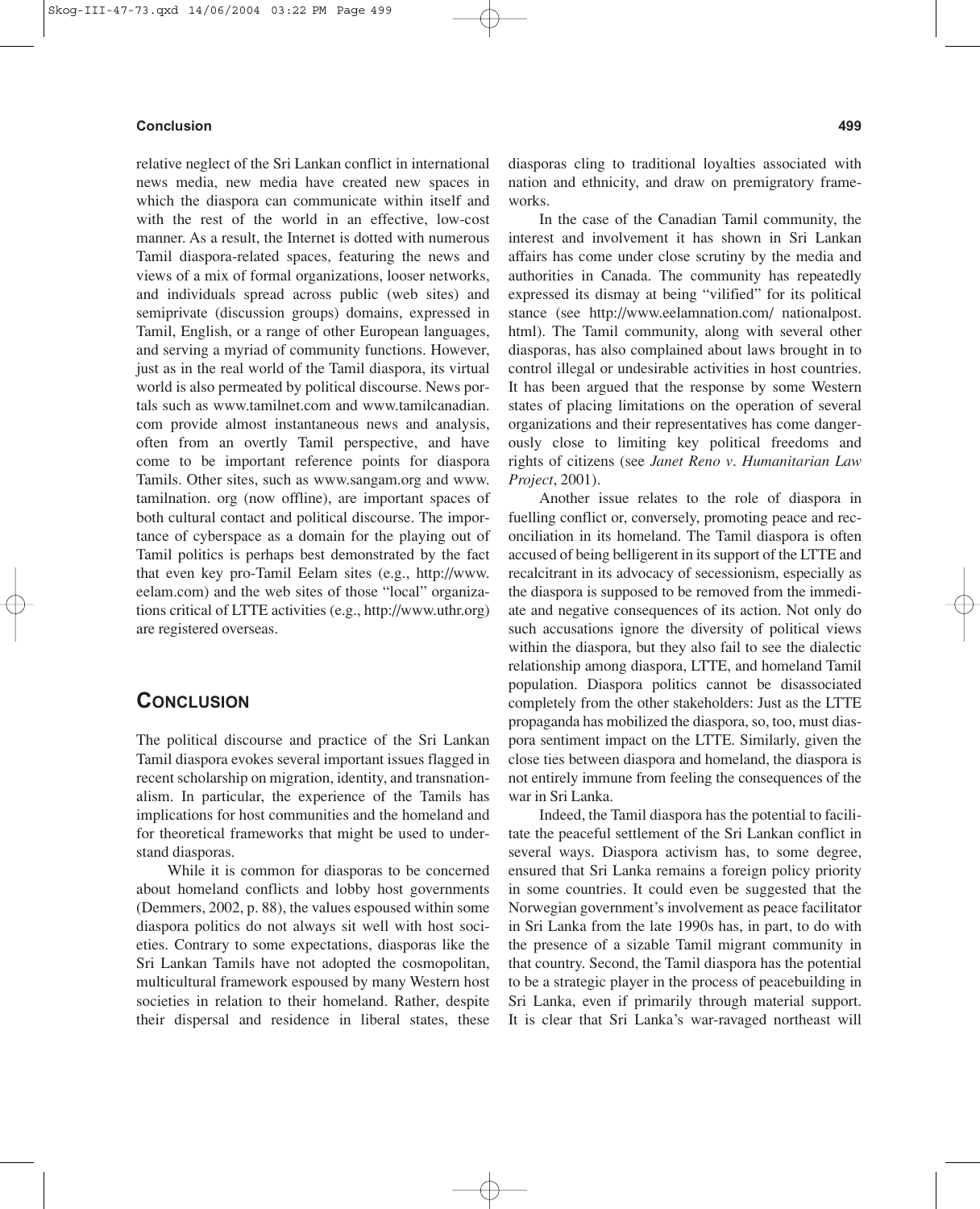relative neglect of the Sri Lankan conflict in international news media, new media have created new spaces in which the diaspora can communicate within itself and with the rest of the world in an effective, low-cost manner. As a result, the Internet is dotted with numerous Tamil diaspora-related spaces, featuring the news and views of a mix of formal organizations, looser networks, and individuals spread across public (web sites) and semiprivate (discussion groups) domains, expressed in Tamil, English, or a range of other European languages, and serving a myriad of community functions. However, just as in the real world of the Tamil diaspora, its virtual world is also permeated by political discourse. News portals such as www.tamilnet.com and www.tamilcanadian.com provide almost instantaneous news and analysis, often from an overtly Tamil perspective, and have come to be important reference points for diaspora Tamils. Other sites, such as www.sangam.org and www.tamilnation.org (now offline), are important spaces of both cultural contact and political discourse. The importance of cyberspace as a domain for the playing out of Tamil politics is perhaps best demonstrated by the fact that even key pro-Tamil Eelam sites (e.g., http://www.eelam.com) and the web sites of those "local" organizations critical of LTTE activities (e.g., http://www.uthr.org) are registered overseas.

## CONCLUSION

The political discourse and practice of the Sri Lankan Tamil diaspora evokes several important issues flagged in recent scholarship on migration, identity, and transnationalism. In particular, the experience of the Tamils has implications for host communities and the homeland and for theoretical frameworks that might be used to understand diasporas.

While it is common for diasporas to be concerned about homeland conflicts and lobby host governments (Demmers, 2002, p. 88), the values espoused within some diaspora politics do not always sit well with host societies. Contrary to some expectations, diasporas like the Sri Lankan Tamils have not adopted the cosmopolitan, multicultural framework espoused by many Western host societies in relation to their homeland. Rather, despite their dispersal and residence in liberal states, these diasporas cling to traditional loyalties associated with nation and ethnicity, and draw on premigratory frameworks.

In the case of the Canadian Tamil community, the interest and involvement it has shown in Sri Lankan affairs has come under close scrutiny by the media and authorities in Canada. The community has repeatedly expressed its dismay at being "vilified" for its political stance (see http://www.eelamnation.com/ nationalpost.html). The Tamil community, along with several other diasporas, has also complained about laws brought in to control illegal or undesirable activities in host countries. It has been argued that the response by some Western states of placing limitations on the operation of several organizations and their representatives has come dangerously close to limiting key political freedoms and rights of citizens (see *Janet Reno v. Humanitarian Law Project*, 2001).

Another issue relates to the role of diaspora in fuelling conflict or, conversely, promoting peace and reconciliation in its homeland. The Tamil diaspora is often accused of being belligerent in its support of the LTTE and recalcitrant in its advocacy of secessionism, especially as the diaspora is supposed to be removed from the immediate and negative consequences of its action. Not only do such accusations ignore the diversity of political views within the diaspora, but they also fail to see the dialectic relationship among diaspora, LTTE, and homeland Tamil population. Diaspora politics cannot be disassociated completely from the other stakeholders: Just as the LTTE propaganda has mobilized the diaspora, so, too, must diaspora sentiment impact on the LTTE. Similarly, given the close ties between diaspora and homeland, the diaspora is not entirely immune from feeling the consequences of the war in Sri Lanka.

Indeed, the Tamil diaspora has the potential to facilitate the peaceful settlement of the Sri Lankan conflict in several ways. Diaspora activism has, to some degree, ensured that Sri Lanka remains a foreign policy priority in some countries. It could even be suggested that the Norwegian government's involvement as peace facilitator in Sri Lanka from the late 1990s has, in part, to do with the presence of a sizable Tamil migrant community in that country. Second, the Tamil diaspora has the potential to be a strategic player in the process of peacebuilding in Sri Lanka, even if primarily through material support. It is clear that Sri Lanka's war-ravaged northeast will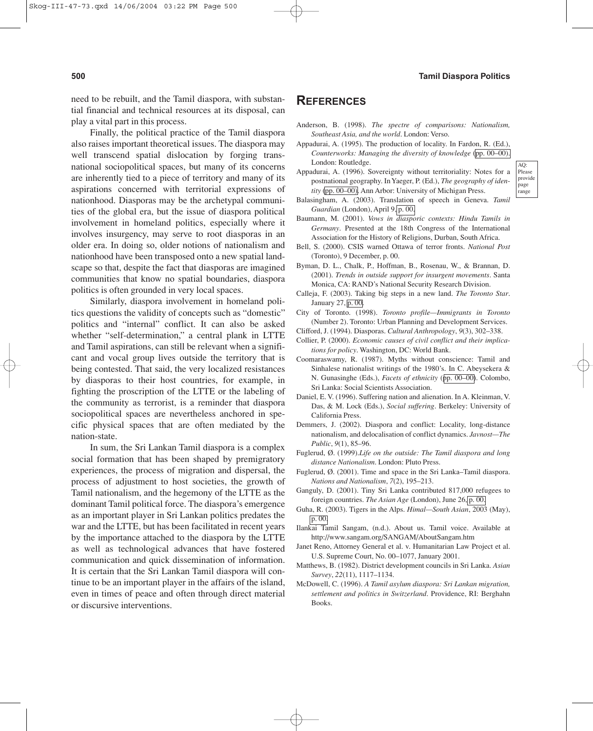need to be rebuilt, and the Tamil diaspora, with substantial financial and technical resources at its disposal, can play a vital part in this process.

Finally, the political practice of the Tamil diaspora also raises important theoretical issues. The diaspora may well transcend spatial dislocation by forging transnational sociopolitical spaces, but many of its concerns are inherently tied to a piece of territory and many of its aspirations concerned with territorial expressions of nationhood. Diasporas may be the archetypal communities of the global era, but the issue of diaspora political involvement in homeland politics, especially where it involves insurgency, may serve to root diasporas in an older era. In doing so, older notions of nationalism and nationhood have been transposed onto a new spatial landscape so that, despite the fact that diasporas are imagined communities that know no spatial boundaries, diaspora politics is often grounded in very local spaces.

Similarly, diaspora involvement in homeland politics questions the validity of concepts such as "domestic" politics and "internal" conflict. It can also be asked whether "self-determination," a central plank in LTTE and Tamil aspirations, can still be relevant when a significant and vocal group lives outside the territory that is being contested. That said, the very localized resistances by diasporas to their host countries, for example, in fighting the proscription of the LTTE or the labeling of the community as terrorist, is a reminder that diaspora sociopolitical spaces are nevertheless anchored in specific physical spaces that are often mediated by the nation-state.

In sum, the Sri Lankan Tamil diaspora is a complex social formation that has been shaped by premigratory experiences, the process of migration and dispersal, the process of adjustment to host societies, the growth of Tamil nationalism, and the hegemony of the LTTE as the dominant Tamil political force. The diaspora's emergence as an important player in Sri Lankan politics predates the war and the LTTE, but has been facilitated in recent years by the importance attached to the diaspora by the LTTE as well as technological advances that have fostered communication and quick dissemination of information. It is certain that the Sri Lankan Tamil diaspora will continue to be an important player in the affairs of the island, even in times of peace and often through direct material or discursive interventions.

## REFERENCES

Anderson, B. (1998). *The spectre of comparisons: Nationalism, Southeast Asia, and the world*. London: Verso.

Appadurai, A. (1995). The production of locality. In Fardon, R. (Ed.), *Counterworks: Managing the diversity of knowledge* (pp. 00–00). London: Routledge.

Appadurai, A. (1996). Sovereignty without territoriality: Notes for a postnational geography. In Yaeger, P. (Ed.), *The geography of identity* (pp. 00–00). Ann Arbor: University of Michigan Press.

AQ: Please provide page range

Balasingham, A. (2003). Translation of speech in Geneva. *Tamil Guardian* (London), April 9, p. 00.

Baumann, M. (2001). *Vows in diasporic contexts: Hindu Tamils in Germany*. Presented at the 18th Congress of the International Association for the History of Religions, Durban, South Africa.

Bell, S. (2000). CSIS warned Ottawa of terror fronts. *National Post* (Toronto), 9 December, p. 00.

Byman, D. L., Chalk, P., Hoffman, B., Rosenau, W., & Brannan, D. (2001). *Trends in outside support for insurgent movements*. Santa Monica, CA: RAND's National Security Research Division.

Calleja, F. (2003). Taking big steps in a new land. *The Toronto Star*. January 27, p. 00.

City of Toronto. (1998). *Toronto profile—Immigrants in Toronto* (Number 2). Toronto: Urban Planning and Development Services.

Clifford, J. (1994). Diasporas. *Cultural Anthropology*, *9*(3), 302–338.

Collier, P. (2000). *Economic causes of civil conflict and their implications for policy*. Washington, DC: World Bank.

Coomaraswamy, R. (1987). Myths without conscience: Tamil and Sinhalese nationalist writings of the 1980's. In C. Abeysekera & N. Gunasinghe (Eds.), *Facets of ethnicity* (pp. 00–00). Colombo, Sri Lanka: Social Scientists Association.

Daniel, E. V. (1996). Suffering nation and alienation. In A. Kleinman, V. Das, & M. Lock (Eds.), *Social suffering*. Berkeley: University of California Press.

Demmers, J. (2002). Diaspora and conflict: Locality, long-distance nationalism, and delocalisation of conflict dynamics. *Javnost—The Public*, *9*(1), 85–96.

Fuglerud, Ø. (1999).*Life on the outside: The Tamil diaspora and long distance Nationalism*. London: Pluto Press.

Fuglerud, Ø. (2001). Time and space in the Sri Lanka–Tamil diaspora. *Nations and Nationalism*, *7*(2), 195–213.

Ganguly, D. (2001). Tiny Sri Lanka contributed 817,000 refugees to foreign countries. *The Asian Age* (London), June 26, p. 00.

Guha, R. (2003). Tigers in the Alps. *Himal—South Asian*, 2003 (May), p. 00.

Ilankai Tamil Sangam, (n.d.). About us. Tamil voice. Available at http://www.sangam.org/SANGAM/AboutSangam.htm

Janet Reno, Attorney General et al. v. Humanitarian Law Project et al. U.S. Supreme Court, No. 00–1077, January 2001.

Matthews, B. (1982). District development councils in Sri Lanka. *Asian Survey*, *22*(11), 1117–1134.

McDowell, C. (1996). *A Tamil asylum diaspora: Sri Lankan migration, settlement and politics in Switzerland*. Providence, RI: Berghahn Books.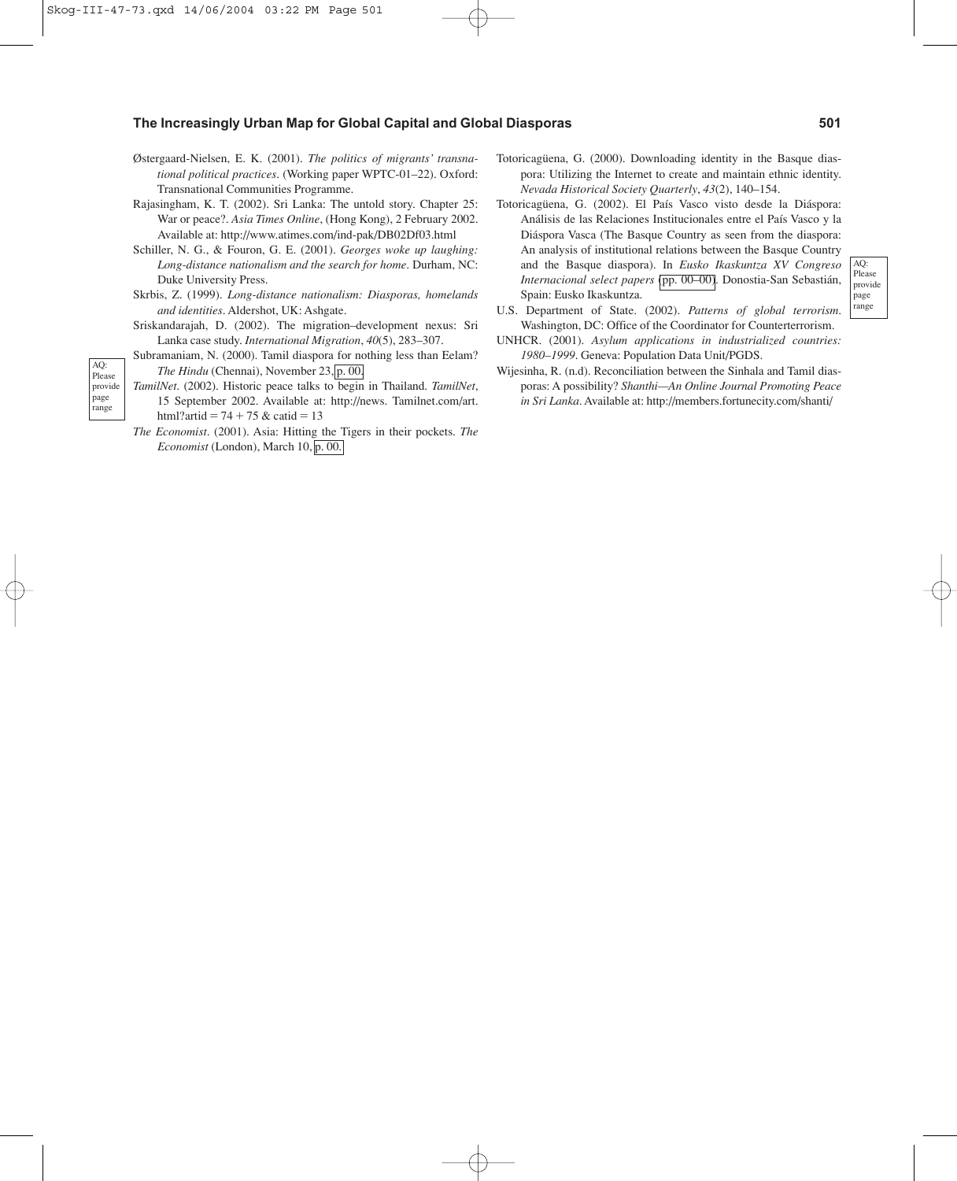Østergaard-Nielsen, E. K. (2001). *The politics of migrants' transnational political practices*. (Working paper WPTC-01–22). Oxford: Transnational Communities Programme.

Rajasingham, K. T. (2002). Sri Lanka: The untold story. Chapter 25: War or peace?. *Asia Times Online*, (Hong Kong), 2 February 2002. Available at: http://www.atimes.com/ind-pak/DB02Df03.html

Schiller, N. G., & Fouron, G. E. (2001). *Georges woke up laughing: Long-distance nationalism and the search for home*. Durham, NC: Duke University Press.

Skrbis, Z. (1999). *Long-distance nationalism: Diasporas, homelands and identities*. Aldershot, UK: Ashgate.

Sriskandarajah, D. (2002). The migration–development nexus: Sri Lanka case study. *International Migration*, *40*(5), 283–307.

Subramaniam, N. (2000). Tamil diaspora for nothing less than Eelam? *The Hindu* (Chennai), November 23, p. 00.

AQ: Please provide page range

*TamilNet*. (2002). Historic peace talks to begin in Thailand. *TamilNet*, 15 September 2002. Available at: http://news. Tamilnet.com/art. html?artid = 74 + 75 & catid = 13

*The Economist*. (2001). Asia: Hitting the Tigers in their pockets. *The Economist* (London), March 10, p. 00.

Totoricagüena, G. (2000). Downloading identity in the Basque diaspora: Utilizing the Internet to create and maintain ethnic identity. *Nevada Historical Society Quarterly*, *43*(2), 140–154.

Totoricagüena, G. (2002). El País Vasco visto desde la Diáspora: Análisis de las Relaciones Institucionales entre el País Vasco y la Diáspora Vasca (The Basque Country as seen from the diaspora: An analysis of institutional relations between the Basque Country and the Basque diaspora). In *Eusko Ikaskuntza XV Congreso Internacional select papers* (pp. 00–00). Donostia-San Sebastián, Spain: Eusko Ikaskuntza.

AQ: Please provide page range

U.S. Department of State. (2002). *Patterns of global terrorism*. Washington, DC: Office of the Coordinator for Counterterrorism.

UNHCR. (2001). *Asylum applications in industrialized countries: 1980–1999*. Geneva: Population Data Unit/PGDS.

Wijesinha, R. (n.d). Reconciliation between the Sinhala and Tamil diasporas: A possibility? *Shanthi—An Online Journal Promoting Peace in Sri Lanka*. Available at: http://members.fortunecity.com/shanti/